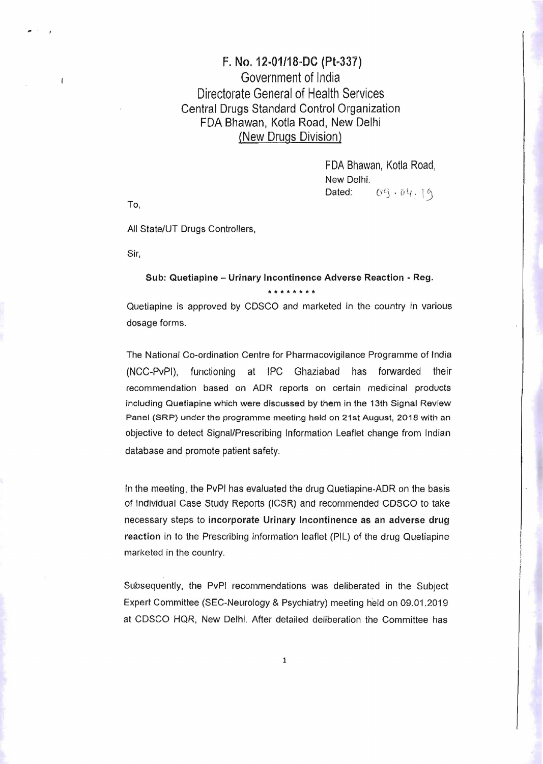**F. No. 12-01/18-DC (Pt-337)**
Government of India
Directorate General of Health Services
Central Drugs Standard Control Organization
FDA Bhawan, Kotla Road, New Delhi
<u>(New Drugs Division)</u>

FDA Bhawan, Kotla Road,
New Delhi.
Dated: 09.04.19

To,

All State/UT Drugs Controllers,

Sir,

**Sub: Quetiapine – Urinary Incontinence Adverse Reaction - Reg.**

\*\*\*\*\*\*\*\*

Quetiapine is approved by CDSCO and marketed in the country in various dosage forms.

The National Co-ordination Centre for Pharmacovigilance Programme of India (NCC-PvPI), functioning at IPC Ghaziabad has forwarded their recommendation based on ADR reports on certain medicinal products including Quetiapine which were discussed by them in the 13th Signal Review Panel (SRP) under the programme meeting held on 21st August, 2018 with an objective to detect Signal/Prescribing Information Leaflet change from Indian database and promote patient safety.

In the meeting, the PvPI has evaluated the drug Quetiapine-ADR on the basis of Individual Case Study Reports (ICSR) and recommended CDSCO to take necessary steps to **incorporate Urinary Incontinence as an adverse drug reaction** in to the Prescribing information leaflet (PIL) of the drug Quetiapine marketed in the country.

Subsequently, the PvPI recommendations was deliberated in the Subject Expert Committee (SEC-Neurology & Psychiatry) meeting held on 09.01.2019 at CDSCO HQR, New Delhi. After detailed deliberation the Committee has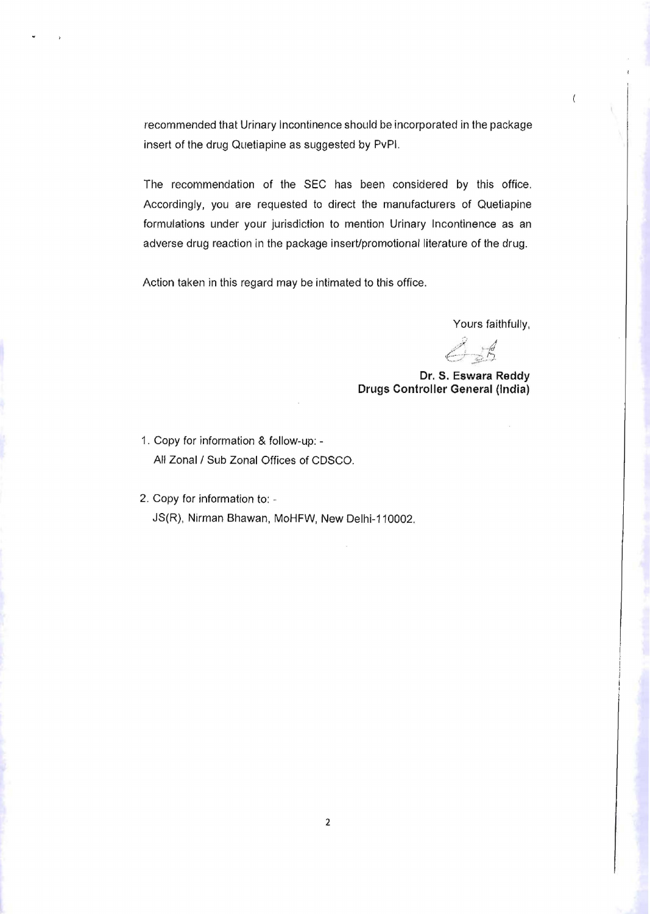recommended that Urinary Incontinence should be incorporated in the package insert of the drug Quetiapine as suggested by PvPI.

The recommendation of the SEC has been considered by this office. Accordingly, you are requested to direct the manufacturers of Quetiapine formulations under your jurisdiction to mention Urinary Incontinence as an adverse drug reaction in the package insert/promotional literature of the drug.

Action taken in this regard may be intimated to this office.

Yours faithfully,

**Dr. S. Eswara Reddy**
**Drugs Controller General (India)**

1. Copy for information & follow-up: -
   All Zonal / Sub Zonal Offices of CDSCO.

2. Copy for information to: -
   JS(R), Nirman Bhawan, MoHFW, New Delhi-110002.